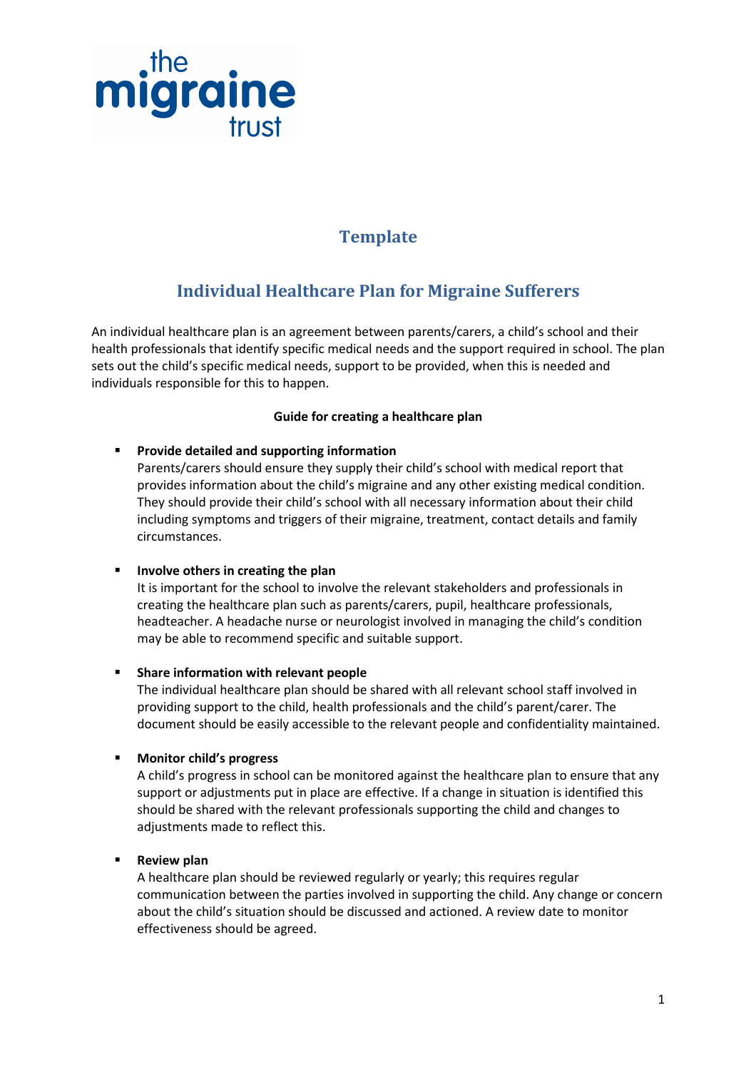the migraine trust

## Template

# Individual Healthcare Plan for Migraine Sufferers

An individual healthcare plan is an agreement between parents/carers, a child's school and their health professionals that identify specific medical needs and the support required in school. The plan sets out the child's specific medical needs, support to be provided, when this is needed and individuals responsible for this to happen.

**Guide for creating a healthcare plan**

- **Provide detailed and supporting information**
  Parents/carers should ensure they supply their child's school with medical report that provides information about the child's migraine and any other existing medical condition. They should provide their child's school with all necessary information about their child including symptoms and triggers of their migraine, treatment, contact details and family circumstances.

- **Involve others in creating the plan**
  It is important for the school to involve the relevant stakeholders and professionals in creating the healthcare plan such as parents/carers, pupil, healthcare professionals, headteacher. A headache nurse or neurologist involved in managing the child's condition may be able to recommend specific and suitable support.

- **Share information with relevant people**
  The individual healthcare plan should be shared with all relevant school staff involved in providing support to the child, health professionals and the child's parent/carer. The document should be easily accessible to the relevant people and confidentiality maintained.

- **Monitor child's progress**
  A child's progress in school can be monitored against the healthcare plan to ensure that any support or adjustments put in place are effective. If a change in situation is identified this should be shared with the relevant professionals supporting the child and changes to adjustments made to reflect this.

- **Review plan**
  A healthcare plan should be reviewed regularly or yearly; this requires regular communication between the parties involved in supporting the child. Any change or concern about the child's situation should be discussed and actioned. A review date to monitor effectiveness should be agreed.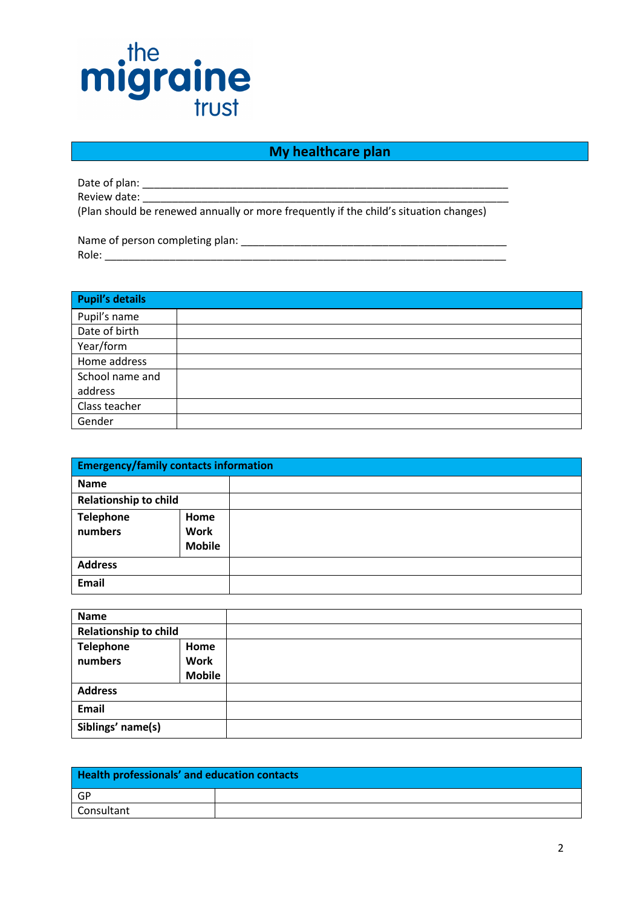## My healthcare plan

Date of plan: ___________________________________________________________________

Review date: ___________________________________________________________________

(Plan should be renewed annually or more frequently if the child's situation changes)

Name of person completing plan: _____________________________________________

Role: _________________________________________________________________________

| Pupil's details | |
|---|---|
| Pupil's name | |
| Date of birth | |
| Year/form | |
| Home address | |
| School name and address | |
| Class teacher | |
| Gender | |

| Emergency/family contacts information | | |
|---|---|---|
| **Name** | | |
| **Relationship to child** | | |
| **Telephone numbers** | **Home**<br>**Work**<br>**Mobile** | |
| **Address** | | |
| **Email** | | |

| **Name** | | |
|---|---|---|
| **Relationship to child** | | |
| **Telephone numbers** | **Home**<br>**Work**<br>**Mobile** | |
| **Address** | | |
| **Email** | | |
| **Siblings' name(s)** | | |

| Health professionals' and education contacts | |
|---|---|
| GP | |
| Consultant | |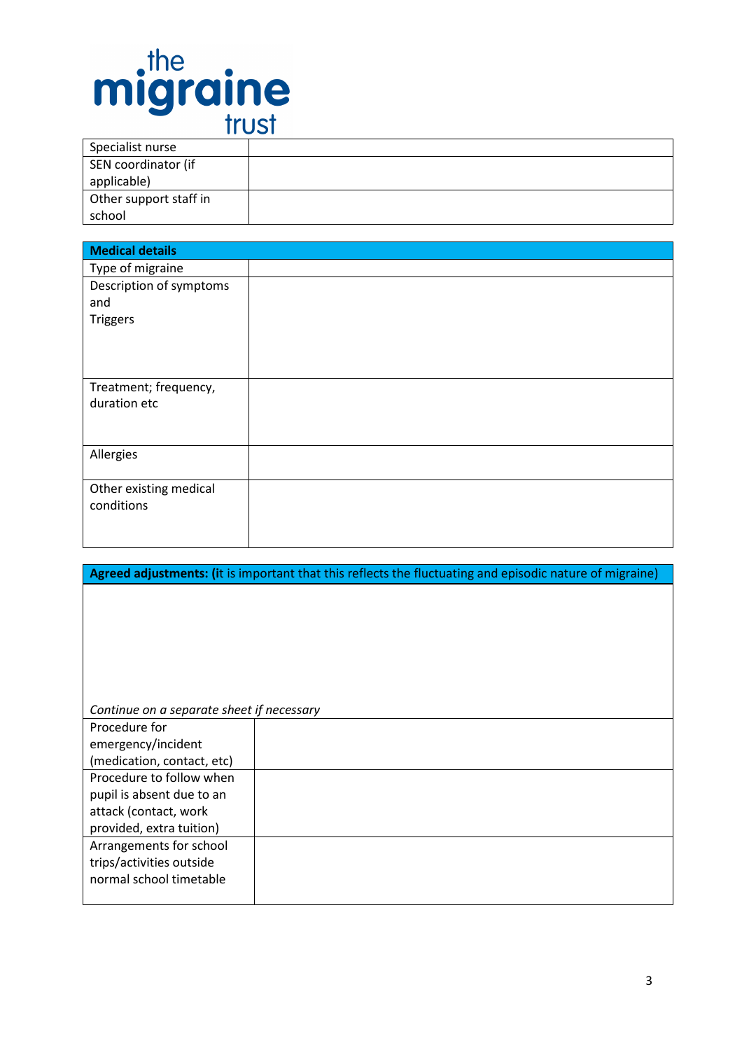| Specialist nurse | |
|---|---|
| SEN coordinator (if applicable) | |
| Other support staff in school | |

| **Medical details** | |
|---|---|
| Type of migraine | |
| Description of symptoms and Triggers | |
| Treatment; frequency, duration etc | |
| Allergies | |
| Other existing medical conditions | |

| **Agreed adjustments: (**it is important that this reflects the fluctuating and episodic nature of migraine) | |
|---|---|
| *Continue on a separate sheet if necessary* | |
| Procedure for emergency/incident (medication, contact, etc) | |
| Procedure to follow when pupil is absent due to an attack (contact, work provided, extra tuition) | |
| Arrangements for school trips/activities outside normal school timetable | |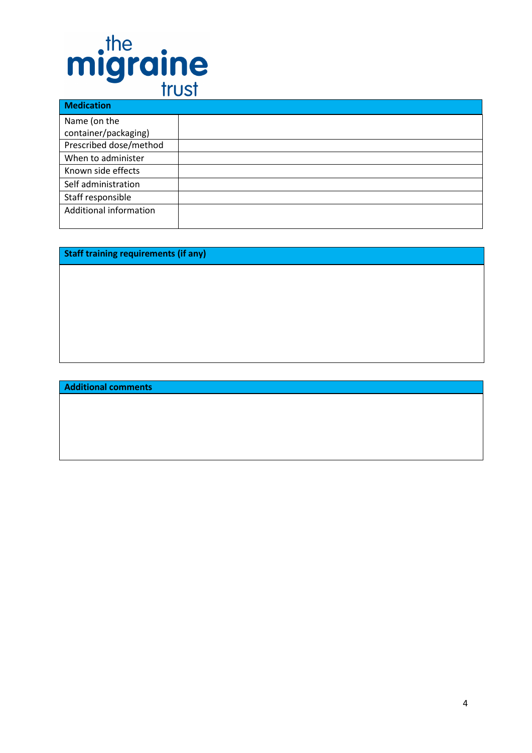the migraine trust

| Medication | |
| --- | --- |
| Name (on the container/packaging) | |
| Prescribed dose/method | |
| When to administer | |
| Known side effects | |
| Self administration | |
| Staff responsible | |
| Additional information | |

| Staff training requirements (if any) |
| --- |
| |

| Additional comments |
| --- |
| |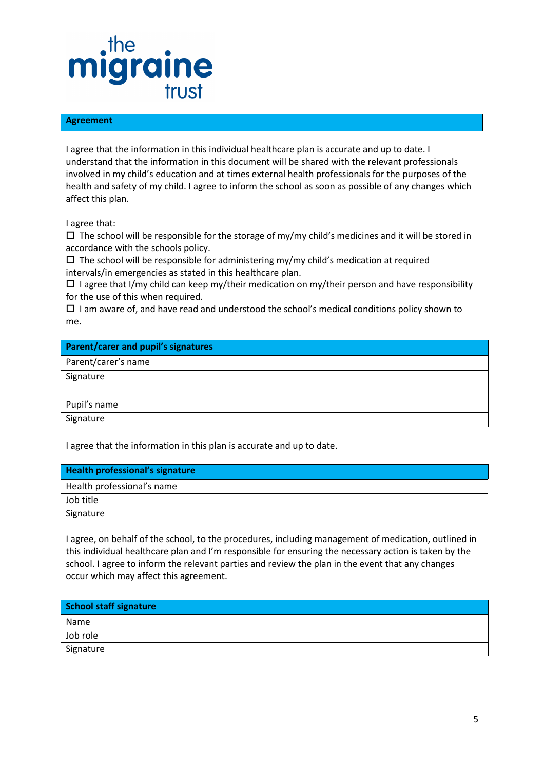## Agreement

I agree that the information in this individual healthcare plan is accurate and up to date. I understand that the information in this document will be shared with the relevant professionals involved in my child's education and at times external health professionals for the purposes of the health and safety of my child. I agree to inform the school as soon as possible of any changes which affect this plan.

I agree that:

- ☐ The school will be responsible for the storage of my/my child's medicines and it will be stored in accordance with the schools policy.
- ☐ The school will be responsible for administering my/my child's medication at required intervals/in emergencies as stated in this healthcare plan.
- ☐ I agree that I/my child can keep my/their medication on my/their person and have responsibility for the use of this when required.
- ☐ I am aware of, and have read and understood the school's medical conditions policy shown to me.

| Parent/carer and pupil's signatures | |
|---|---|
| Parent/carer's name | |
| Signature | |
| | |
| Pupil's name | |
| Signature | |

I agree that the information in this plan is accurate and up to date.

| Health professional's signature | |
|---|---|
| Health professional's name | |
| Job title | |
| Signature | |

I agree, on behalf of the school, to the procedures, including management of medication, outlined in this individual healthcare plan and I'm responsible for ensuring the necessary action is taken by the school. I agree to inform the relevant parties and review the plan in the event that any changes occur which may affect this agreement.

| School staff signature | |
|---|---|
| Name | |
| Job role | |
| Signature | |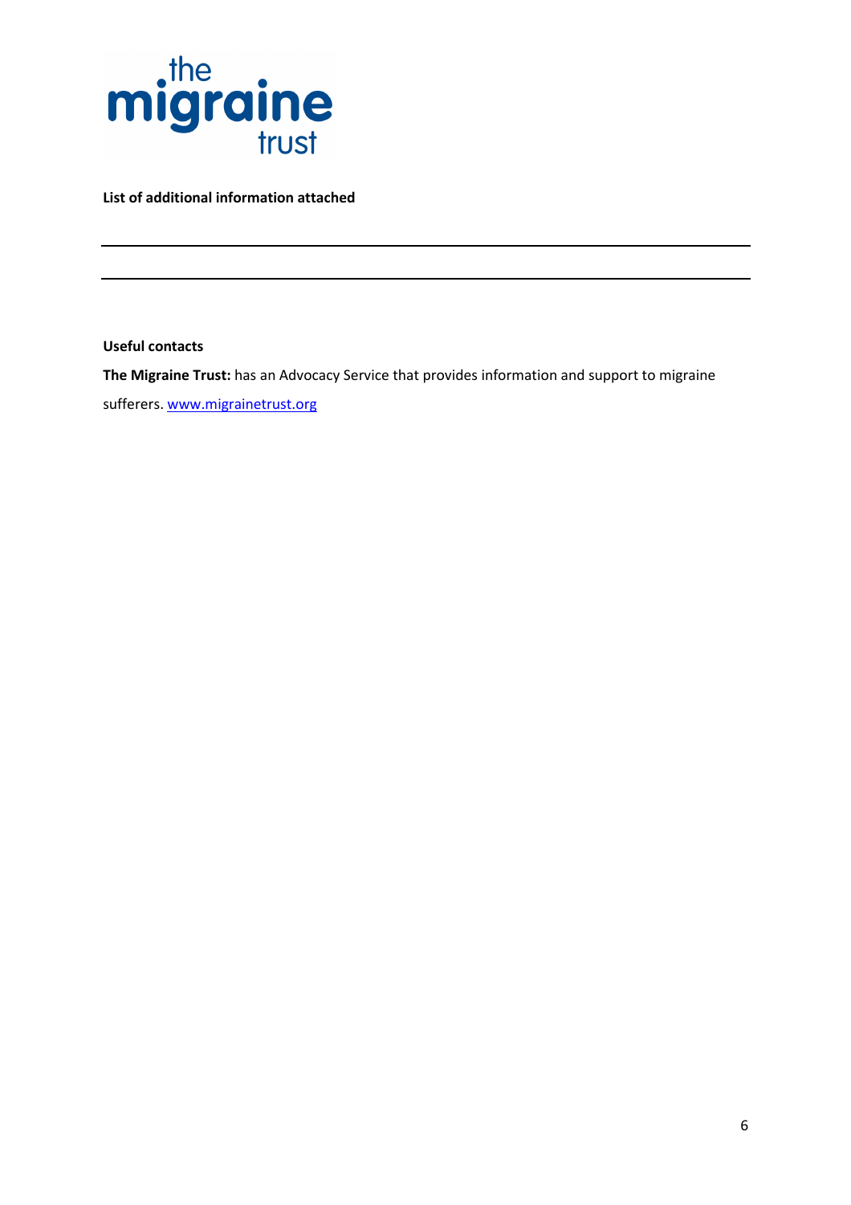**List of additional information attached**

---

---

**Useful contacts**

**The Migraine Trust:** has an Advocacy Service that provides information and support to migraine sufferers. [www.migrainetrust.org](http://www.migrainetrust.org)